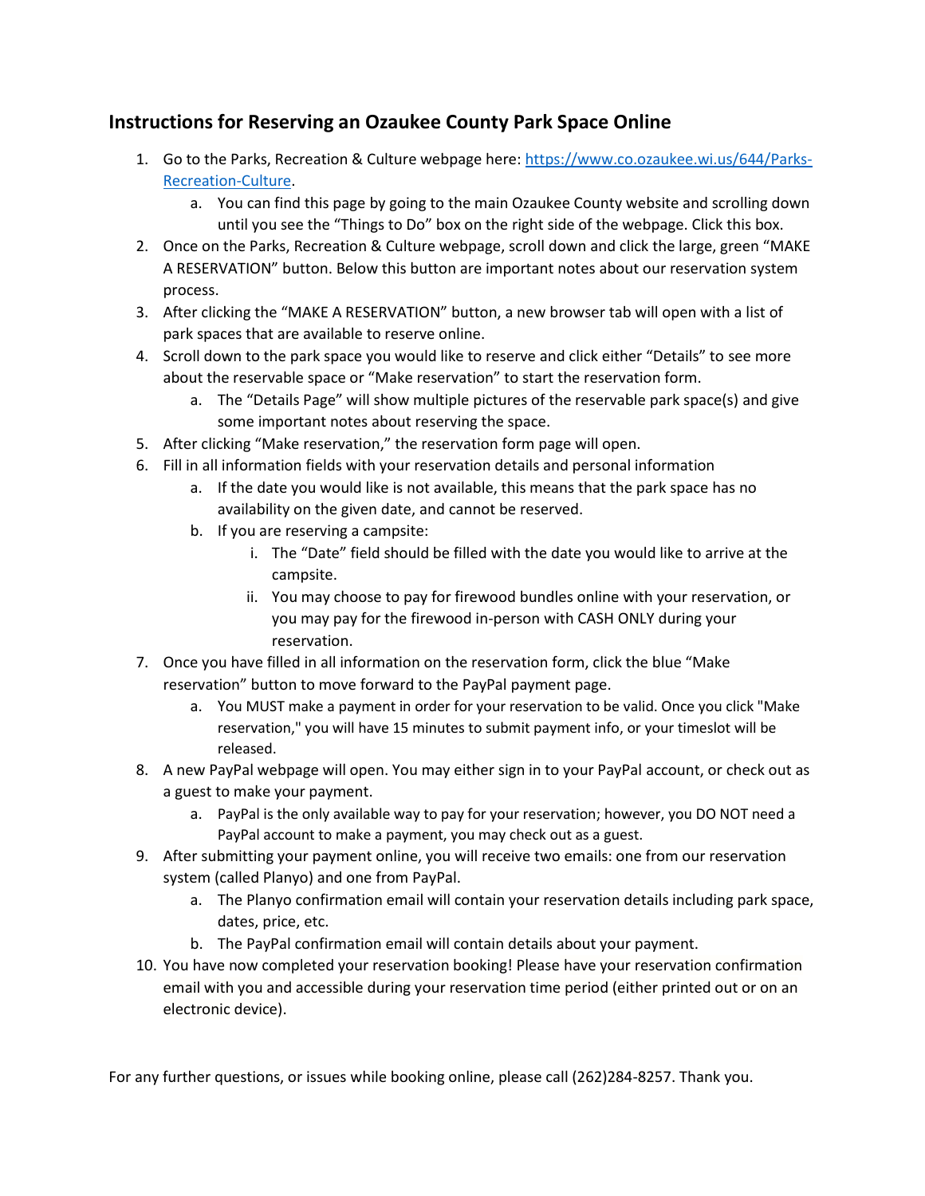## Instructions for Reserving an Ozaukee County Park Space Online

1. Go to the Parks, Recreation & Culture webpage here: [https://www.co.ozaukee.wi.us/644/Parks-Recreation-Culture](https://www.co.ozaukee.wi.us/644/Parks-Recreation-Culture).
    a. You can find this page by going to the main Ozaukee County website and scrolling down until you see the "Things to Do" box on the right side of the webpage. Click this box.
2. Once on the Parks, Recreation & Culture webpage, scroll down and click the large, green "MAKE A RESERVATION" button. Below this button are important notes about our reservation system process.
3. After clicking the "MAKE A RESERVATION" button, a new browser tab will open with a list of park spaces that are available to reserve online.
4. Scroll down to the park space you would like to reserve and click either "Details" to see more about the reservable space or "Make reservation" to start the reservation form.
    a. The "Details Page" will show multiple pictures of the reservable park space(s) and give some important notes about reserving the space.
5. After clicking "Make reservation," the reservation form page will open.
6. Fill in all information fields with your reservation details and personal information
    a. If the date you would like is not available, this means that the park space has no availability on the given date, and cannot be reserved.
    b. If you are reserving a campsite:
        i. The "Date" field should be filled with the date you would like to arrive at the campsite.
        ii. You may choose to pay for firewood bundles online with your reservation, or you may pay for the firewood in-person with CASH ONLY during your reservation.
7. Once you have filled in all information on the reservation form, click the blue "Make reservation" button to move forward to the PayPal payment page.
    a. You MUST make a payment in order for your reservation to be valid. Once you click "Make reservation," you will have 15 minutes to submit payment info, or your timeslot will be released.
8. A new PayPal webpage will open. You may either sign in to your PayPal account, or check out as a guest to make your payment.
    a. PayPal is the only available way to pay for your reservation; however, you DO NOT need a PayPal account to make a payment, you may check out as a guest.
9. After submitting your payment online, you will receive two emails: one from our reservation system (called Planyo) and one from PayPal.
    a. The Planyo confirmation email will contain your reservation details including park space, dates, price, etc.
    b. The PayPal confirmation email will contain details about your payment.
10. You have now completed your reservation booking! Please have your reservation confirmation email with you and accessible during your reservation time period (either printed out or on an electronic device).

For any further questions, or issues while booking online, please call (262)284-8257. Thank you.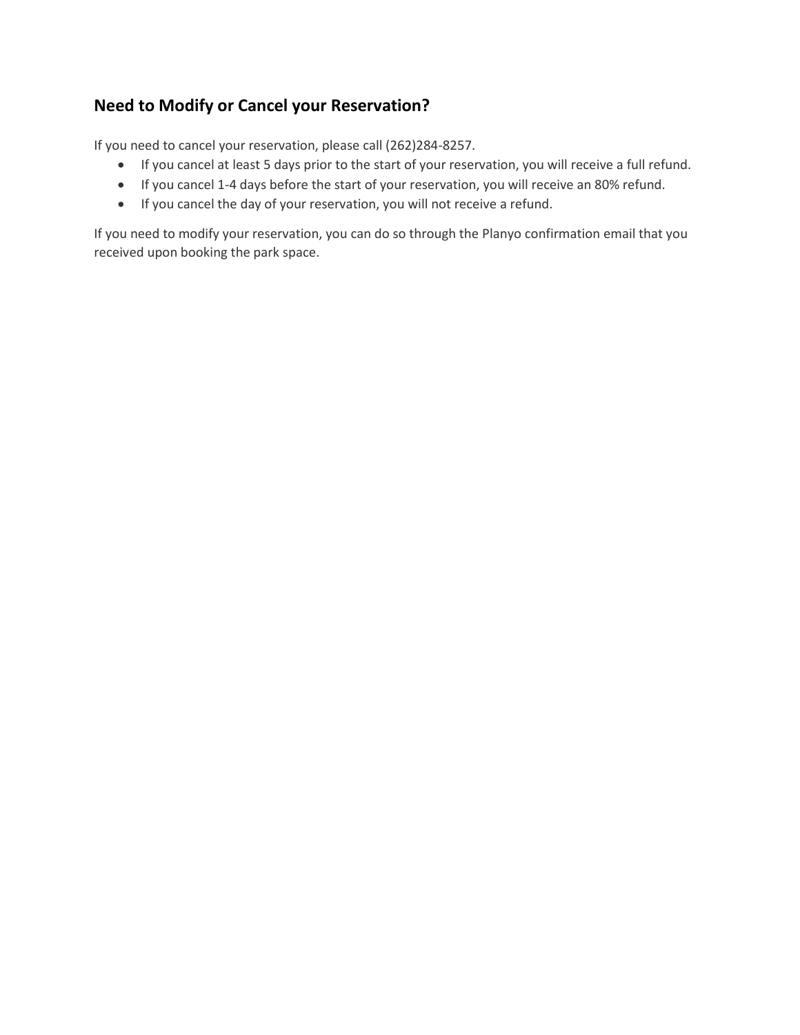## Need to Modify or Cancel your Reservation?

If you need to cancel your reservation, please call (262)284-8257.

- If you cancel at least 5 days prior to the start of your reservation, you will receive a full refund.
- If you cancel 1-4 days before the start of your reservation, you will receive an 80% refund.
- If you cancel the day of your reservation, you will not receive a refund.

If you need to modify your reservation, you can do so through the Planyo confirmation email that you received upon booking the park space.